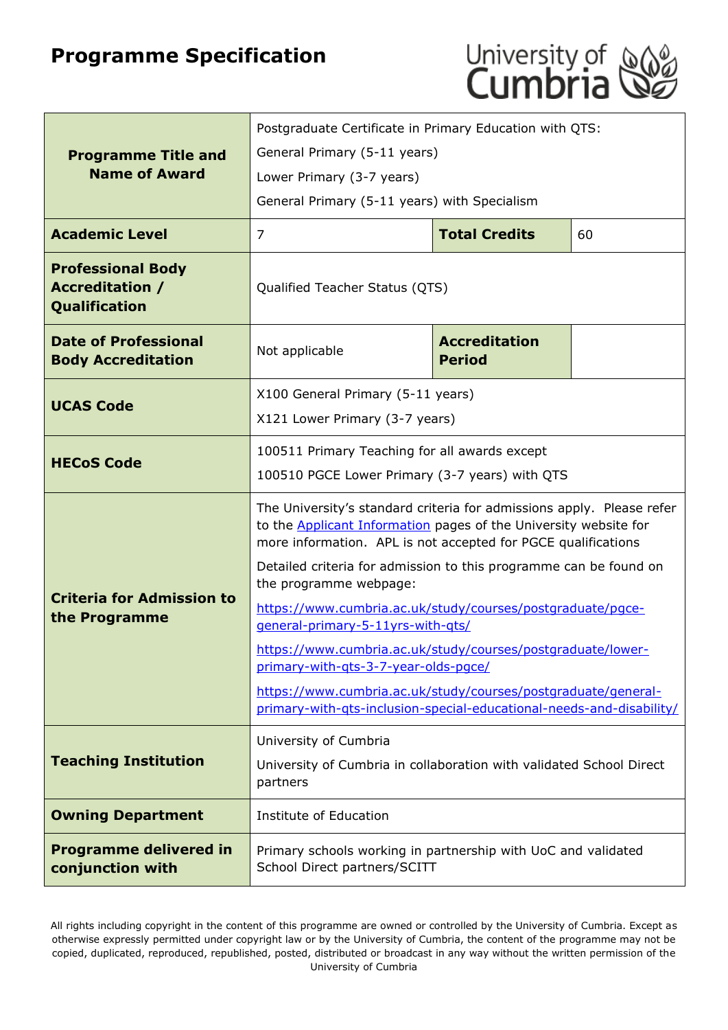# Programme Specification

| **Programme Title and Name of Award** | Postgraduate Certificate in Primary Education with QTS:<br>General Primary (5-11 years)<br>Lower Primary (3-7 years)<br>General Primary (5-11 years) with Specialism | | |
|---|---|---|---|
| **Academic Level** | 7 | **Total Credits** | 60 |
| **Professional Body Accreditation / Qualification** | Qualified Teacher Status (QTS) | | |
| **Date of Professional Body Accreditation** | Not applicable | **Accreditation Period** | |
| **UCAS Code** | X100 General Primary (5-11 years)<br>X121 Lower Primary (3-7 years) | | |
| **HECoS Code** | 100511 Primary Teaching for all awards except<br>100510 PGCE Lower Primary (3-7 years) with QTS | | |
| **Criteria for Admission to the Programme** | The University's standard criteria for admissions apply. Please refer to the [Applicant Information] pages of the University website for more information. APL is not accepted for PGCE qualifications<br>Detailed criteria for admission to this programme can be found on the programme webpage:<br>https://www.cumbria.ac.uk/study/courses/postgraduate/pgce-general-primary-5-11yrs-with-qts/<br>https://www.cumbria.ac.uk/study/courses/postgraduate/lower-primary-with-qts-3-7-year-olds-pgce/<br>https://www.cumbria.ac.uk/study/courses/postgraduate/general-primary-with-qts-inclusion-special-educational-needs-and-disability/ | | |
| **Teaching Institution** | University of Cumbria<br>University of Cumbria in collaboration with validated School Direct partners | | |
| **Owning Department** | Institute of Education | | |
| **Programme delivered in conjunction with** | Primary schools working in partnership with UoC and validated School Direct partners/SCITT | | |

All rights including copyright in the content of this programme are owned or controlled by the University of Cumbria. Except as otherwise expressly permitted under copyright law or by the University of Cumbria, the content of the programme may not be copied, duplicated, reproduced, republished, posted, distributed or broadcast in any way without the written permission of the University of Cumbria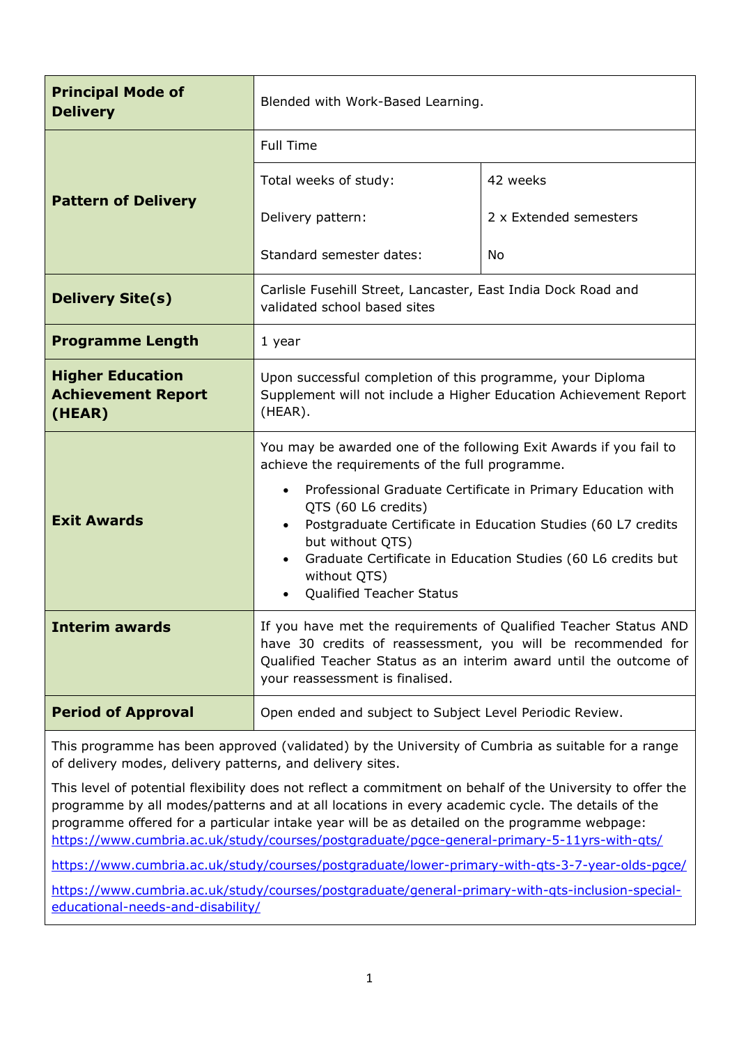| | | |
|---|---|---|
| **Principal Mode of Delivery** | Blended with Work-Based Learning. | |
| **Pattern of Delivery** | Full Time | |
| | Total weeks of study: | 42 weeks |
| | Delivery pattern: | 2 x Extended semesters |
| | Standard semester dates: | No |
| **Delivery Site(s)** | Carlisle Fusehill Street, Lancaster, East India Dock Road and validated school based sites | |
| **Programme Length** | 1 year | |
| **Higher Education Achievement Report (HEAR)** | Upon successful completion of this programme, your Diploma Supplement will not include a Higher Education Achievement Report (HEAR). | |
| **Exit Awards** | You may be awarded one of the following Exit Awards if you fail to achieve the requirements of the full programme.<br>• Professional Graduate Certificate in Primary Education with QTS (60 L6 credits)<br>• Postgraduate Certificate in Education Studies (60 L7 credits but without QTS)<br>• Graduate Certificate in Education Studies (60 L6 credits but without QTS)<br>• Qualified Teacher Status | |
| **Interim awards** | If you have met the requirements of Qualified Teacher Status AND have 30 credits of reassessment, you will be recommended for Qualified Teacher Status as an interim award until the outcome of your reassessment is finalised. | |
| **Period of Approval** | Open ended and subject to Subject Level Periodic Review. | |

This programme has been approved (validated) by the University of Cumbria as suitable for a range of delivery modes, delivery patterns, and delivery sites.

This level of potential flexibility does not reflect a commitment on behalf of the University to offer the programme by all modes/patterns and at all locations in every academic cycle. The details of the programme offered for a particular intake year will be as detailed on the programme webpage: https://www.cumbria.ac.uk/study/courses/postgraduate/pgce-general-primary-5-11yrs-with-qts/

https://www.cumbria.ac.uk/study/courses/postgraduate/lower-primary-with-qts-3-7-year-olds-pgce/

https://www.cumbria.ac.uk/study/courses/postgraduate/general-primary-with-qts-inclusion-special-educational-needs-and-disability/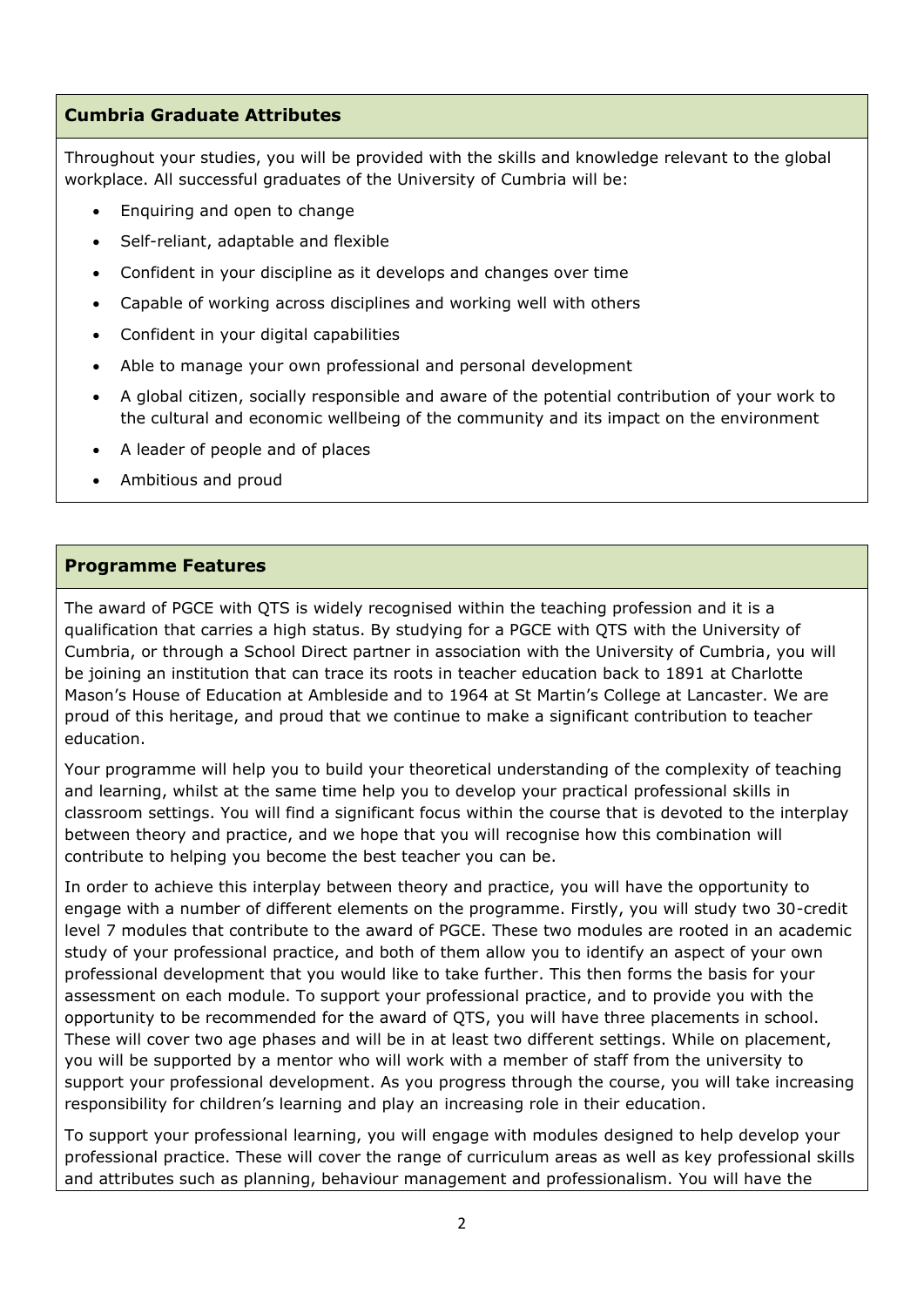## Cumbria Graduate Attributes

Throughout your studies, you will be provided with the skills and knowledge relevant to the global workplace. All successful graduates of the University of Cumbria will be:

- Enquiring and open to change
- Self-reliant, adaptable and flexible
- Confident in your discipline as it develops and changes over time
- Capable of working across disciplines and working well with others
- Confident in your digital capabilities
- Able to manage your own professional and personal development
- A global citizen, socially responsible and aware of the potential contribution of your work to the cultural and economic wellbeing of the community and its impact on the environment
- A leader of people and of places
- Ambitious and proud

## Programme Features

The award of PGCE with QTS is widely recognised within the teaching profession and it is a qualification that carries a high status. By studying for a PGCE with QTS with the University of Cumbria, or through a School Direct partner in association with the University of Cumbria, you will be joining an institution that can trace its roots in teacher education back to 1891 at Charlotte Mason's House of Education at Ambleside and to 1964 at St Martin's College at Lancaster. We are proud of this heritage, and proud that we continue to make a significant contribution to teacher education.

Your programme will help you to build your theoretical understanding of the complexity of teaching and learning, whilst at the same time help you to develop your practical professional skills in classroom settings. You will find a significant focus within the course that is devoted to the interplay between theory and practice, and we hope that you will recognise how this combination will contribute to helping you become the best teacher you can be.

In order to achieve this interplay between theory and practice, you will have the opportunity to engage with a number of different elements on the programme. Firstly, you will study two 30-credit level 7 modules that contribute to the award of PGCE. These two modules are rooted in an academic study of your professional practice, and both of them allow you to identify an aspect of your own professional development that you would like to take further. This then forms the basis for your assessment on each module. To support your professional practice, and to provide you with the opportunity to be recommended for the award of QTS, you will have three placements in school. These will cover two age phases and will be in at least two different settings. While on placement, you will be supported by a mentor who will work with a member of staff from the university to support your professional development. As you progress through the course, you will take increasing responsibility for children's learning and play an increasing role in their education.

To support your professional learning, you will engage with modules designed to help develop your professional practice. These will cover the range of curriculum areas as well as key professional skills and attributes such as planning, behaviour management and professionalism. You will have the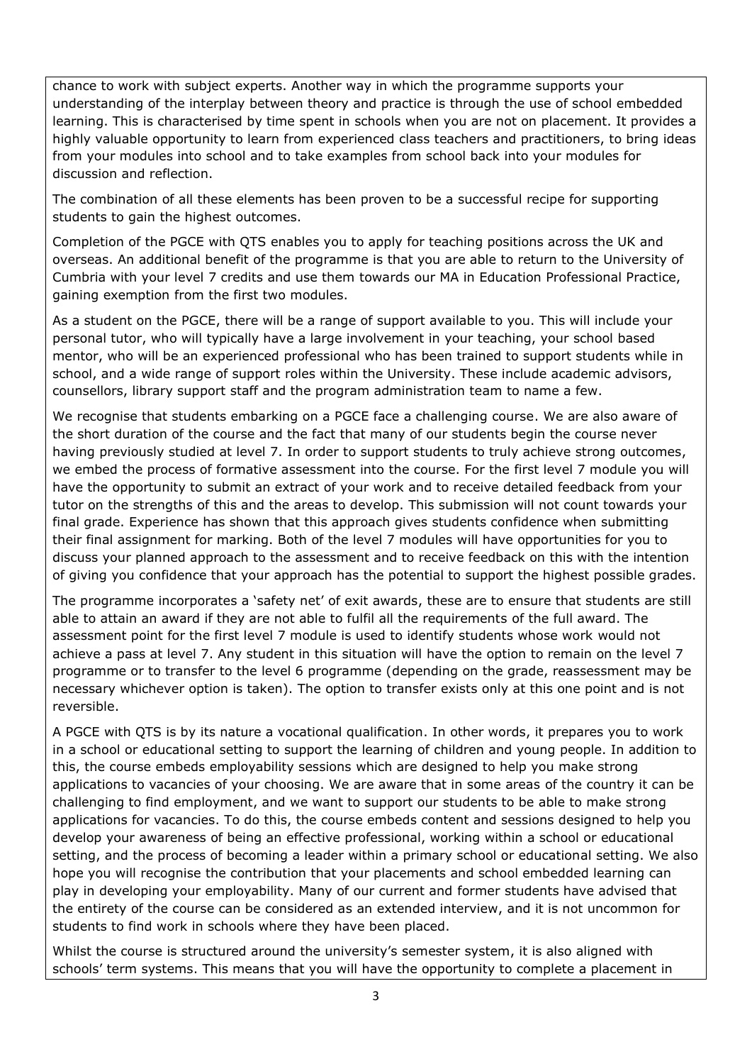chance to work with subject experts. Another way in which the programme supports your understanding of the interplay between theory and practice is through the use of school embedded learning. This is characterised by time spent in schools when you are not on placement. It provides a highly valuable opportunity to learn from experienced class teachers and practitioners, to bring ideas from your modules into school and to take examples from school back into your modules for discussion and reflection.

The combination of all these elements has been proven to be a successful recipe for supporting students to gain the highest outcomes.

Completion of the PGCE with QTS enables you to apply for teaching positions across the UK and overseas. An additional benefit of the programme is that you are able to return to the University of Cumbria with your level 7 credits and use them towards our MA in Education Professional Practice, gaining exemption from the first two modules.

As a student on the PGCE, there will be a range of support available to you. This will include your personal tutor, who will typically have a large involvement in your teaching, your school based mentor, who will be an experienced professional who has been trained to support students while in school, and a wide range of support roles within the University. These include academic advisors, counsellors, library support staff and the program administration team to name a few.

We recognise that students embarking on a PGCE face a challenging course. We are also aware of the short duration of the course and the fact that many of our students begin the course never having previously studied at level 7. In order to support students to truly achieve strong outcomes, we embed the process of formative assessment into the course. For the first level 7 module you will have the opportunity to submit an extract of your work and to receive detailed feedback from your tutor on the strengths of this and the areas to develop. This submission will not count towards your final grade. Experience has shown that this approach gives students confidence when submitting their final assignment for marking. Both of the level 7 modules will have opportunities for you to discuss your planned approach to the assessment and to receive feedback on this with the intention of giving you confidence that your approach has the potential to support the highest possible grades.

The programme incorporates a 'safety net' of exit awards, these are to ensure that students are still able to attain an award if they are not able to fulfil all the requirements of the full award. The assessment point for the first level 7 module is used to identify students whose work would not achieve a pass at level 7. Any student in this situation will have the option to remain on the level 7 programme or to transfer to the level 6 programme (depending on the grade, reassessment may be necessary whichever option is taken). The option to transfer exists only at this one point and is not reversible.

A PGCE with QTS is by its nature a vocational qualification. In other words, it prepares you to work in a school or educational setting to support the learning of children and young people. In addition to this, the course embeds employability sessions which are designed to help you make strong applications to vacancies of your choosing. We are aware that in some areas of the country it can be challenging to find employment, and we want to support our students to be able to make strong applications for vacancies. To do this, the course embeds content and sessions designed to help you develop your awareness of being an effective professional, working within a school or educational setting, and the process of becoming a leader within a primary school or educational setting. We also hope you will recognise the contribution that your placements and school embedded learning can play in developing your employability. Many of our current and former students have advised that the entirety of the course can be considered as an extended interview, and it is not uncommon for students to find work in schools where they have been placed.

Whilst the course is structured around the university's semester system, it is also aligned with schools' term systems. This means that you will have the opportunity to complete a placement in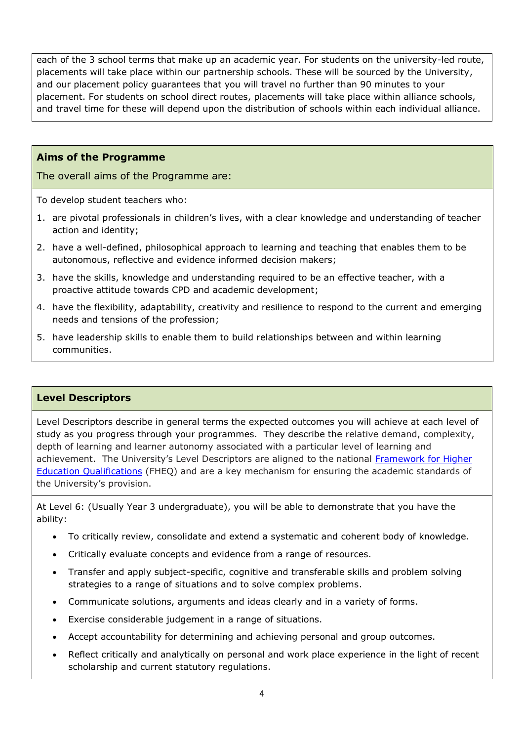each of the 3 school terms that make up an academic year. For students on the university-led route, placements will take place within our partnership schools. These will be sourced by the University, and our placement policy guarantees that you will travel no further than 90 minutes to your placement. For students on school direct routes, placements will take place within alliance schools, and travel time for these will depend upon the distribution of schools within each individual alliance.

## Aims of the Programme

The overall aims of the Programme are:

To develop student teachers who:

1. are pivotal professionals in children's lives, with a clear knowledge and understanding of teacher action and identity;
2. have a well-defined, philosophical approach to learning and teaching that enables them to be autonomous, reflective and evidence informed decision makers;
3. have the skills, knowledge and understanding required to be an effective teacher, with a proactive attitude towards CPD and academic development;
4. have the flexibility, adaptability, creativity and resilience to respond to the current and emerging needs and tensions of the profession;
5. have leadership skills to enable them to build relationships between and within learning communities.

## Level Descriptors

Level Descriptors describe in general terms the expected outcomes you will achieve at each level of study as you progress through your programmes. They describe the relative demand, complexity, depth of learning and learner autonomy associated with a particular level of learning and achievement. The University's Level Descriptors are aligned to the national [Framework for Higher Education Qualifications](#) (FHEQ) and are a key mechanism for ensuring the academic standards of the University's provision.

At Level 6: (Usually Year 3 undergraduate), you will be able to demonstrate that you have the ability:

- To critically review, consolidate and extend a systematic and coherent body of knowledge.
- Critically evaluate concepts and evidence from a range of resources.
- Transfer and apply subject-specific, cognitive and transferable skills and problem solving strategies to a range of situations and to solve complex problems.
- Communicate solutions, arguments and ideas clearly and in a variety of forms.
- Exercise considerable judgement in a range of situations.
- Accept accountability for determining and achieving personal and group outcomes.
- Reflect critically and analytically on personal and work place experience in the light of recent scholarship and current statutory regulations.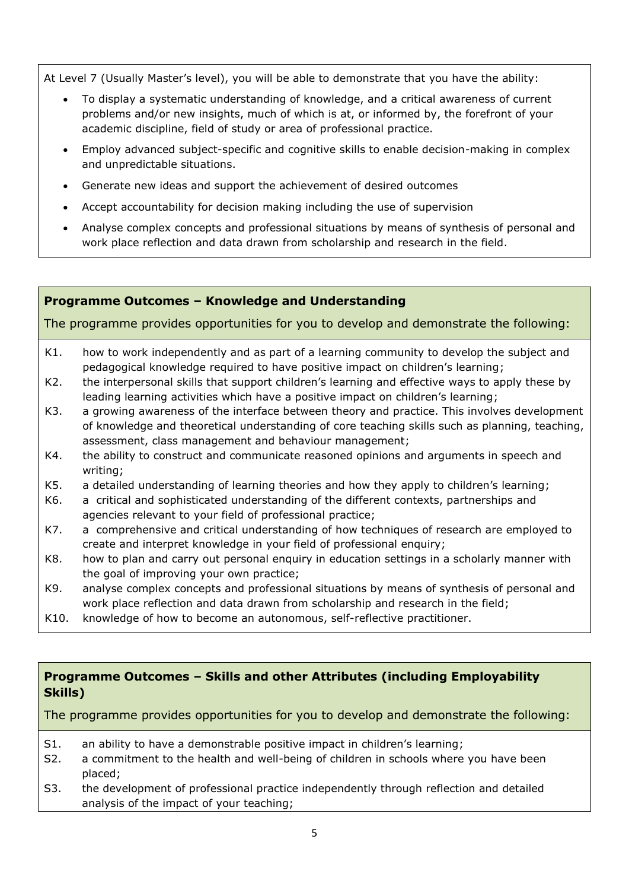At Level 7 (Usually Master's level), you will be able to demonstrate that you have the ability:

- To display a systematic understanding of knowledge, and a critical awareness of current problems and/or new insights, much of which is at, or informed by, the forefront of your academic discipline, field of study or area of professional practice.
- Employ advanced subject-specific and cognitive skills to enable decision-making in complex and unpredictable situations.
- Generate new ideas and support the achievement of desired outcomes
- Accept accountability for decision making including the use of supervision
- Analyse complex concepts and professional situations by means of synthesis of personal and work place reflection and data drawn from scholarship and research in the field.

## Programme Outcomes – Knowledge and Understanding

The programme provides opportunities for you to develop and demonstrate the following:

- K1. how to work independently and as part of a learning community to develop the subject and pedagogical knowledge required to have positive impact on children's learning;
- K2. the interpersonal skills that support children's learning and effective ways to apply these by leading learning activities which have a positive impact on children's learning;
- K3. a growing awareness of the interface between theory and practice. This involves development of knowledge and theoretical understanding of core teaching skills such as planning, teaching, assessment, class management and behaviour management;
- K4. the ability to construct and communicate reasoned opinions and arguments in speech and writing;
- K5. a detailed understanding of learning theories and how they apply to children's learning;
- K6. a critical and sophisticated understanding of the different contexts, partnerships and agencies relevant to your field of professional practice;
- K7. a comprehensive and critical understanding of how techniques of research are employed to create and interpret knowledge in your field of professional enquiry;
- K8. how to plan and carry out personal enquiry in education settings in a scholarly manner with the goal of improving your own practice;
- K9. analyse complex concepts and professional situations by means of synthesis of personal and work place reflection and data drawn from scholarship and research in the field;
- K10. knowledge of how to become an autonomous, self-reflective practitioner.

## Programme Outcomes – Skills and other Attributes (including Employability Skills)

The programme provides opportunities for you to develop and demonstrate the following:

- S1. an ability to have a demonstrable positive impact in children's learning;
- S2. a commitment to the health and well-being of children in schools where you have been placed;
- S3. the development of professional practice independently through reflection and detailed analysis of the impact of your teaching;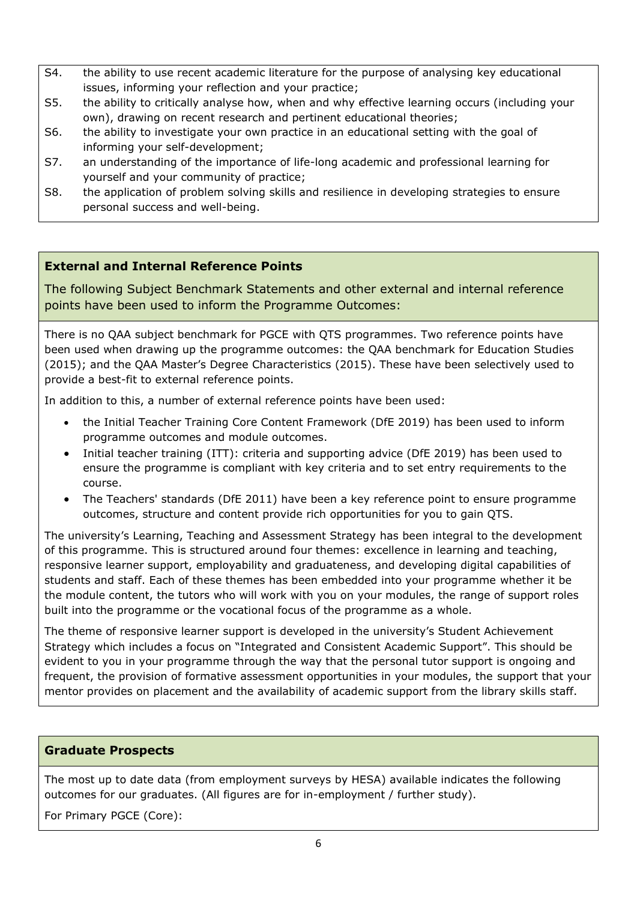S4. the ability to use recent academic literature for the purpose of analysing key educational issues, informing your reflection and your practice;

S5. the ability to critically analyse how, when and why effective learning occurs (including your own), drawing on recent research and pertinent educational theories;

S6. the ability to investigate your own practice in an educational setting with the goal of informing your self-development;

S7. an understanding of the importance of life-long academic and professional learning for yourself and your community of practice;

S8. the application of problem solving skills and resilience in developing strategies to ensure personal success and well-being.

## External and Internal Reference Points

The following Subject Benchmark Statements and other external and internal reference points have been used to inform the Programme Outcomes:

There is no QAA subject benchmark for PGCE with QTS programmes. Two reference points have been used when drawing up the programme outcomes: the QAA benchmark for Education Studies (2015); and the QAA Master's Degree Characteristics (2015). These have been selectively used to provide a best-fit to external reference points.

In addition to this, a number of external reference points have been used:

- the Initial Teacher Training Core Content Framework (DfE 2019) has been used to inform programme outcomes and module outcomes.
- Initial teacher training (ITT): criteria and supporting advice (DfE 2019) has been used to ensure the programme is compliant with key criteria and to set entry requirements to the course.
- The Teachers' standards (DfE 2011) have been a key reference point to ensure programme outcomes, structure and content provide rich opportunities for you to gain QTS.

The university's Learning, Teaching and Assessment Strategy has been integral to the development of this programme. This is structured around four themes: excellence in learning and teaching, responsive learner support, employability and graduateness, and developing digital capabilities of students and staff. Each of these themes has been embedded into your programme whether it be the module content, the tutors who will work with you on your modules, the range of support roles built into the programme or the vocational focus of the programme as a whole.

The theme of responsive learner support is developed in the university's Student Achievement Strategy which includes a focus on "Integrated and Consistent Academic Support". This should be evident to you in your programme through the way that the personal tutor support is ongoing and frequent, the provision of formative assessment opportunities in your modules, the support that your mentor provides on placement and the availability of academic support from the library skills staff.

## Graduate Prospects

The most up to date data (from employment surveys by HESA) available indicates the following outcomes for our graduates. (All figures are for in-employment / further study).

For Primary PGCE (Core):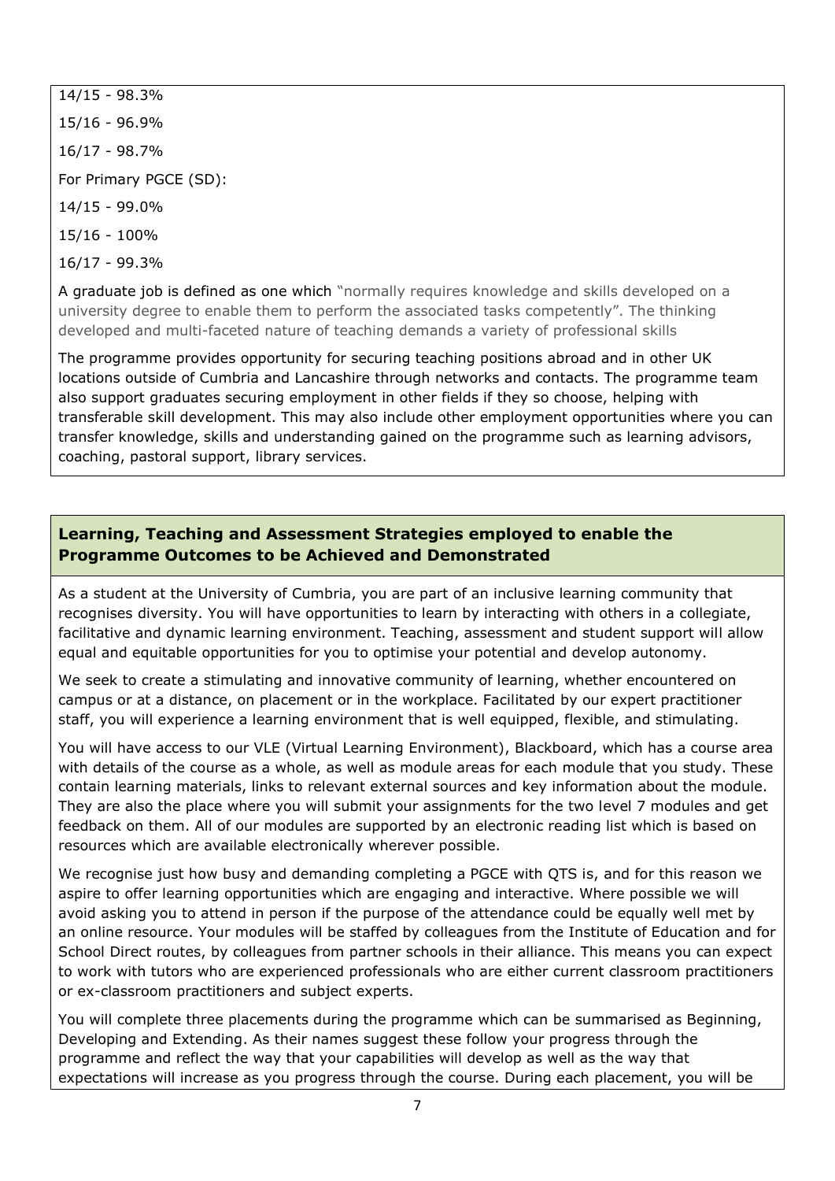14/15 - 98.3%

15/16 - 96.9%

16/17 - 98.7%

For Primary PGCE (SD):

14/15 - 99.0%

15/16 - 100%

16/17 - 99.3%

A graduate job is defined as one which "normally requires knowledge and skills developed on a university degree to enable them to perform the associated tasks competently". The thinking developed and multi-faceted nature of teaching demands a variety of professional skills

The programme provides opportunity for securing teaching positions abroad and in other UK locations outside of Cumbria and Lancashire through networks and contacts. The programme team also support graduates securing employment in other fields if they so choose, helping with transferable skill development. This may also include other employment opportunities where you can transfer knowledge, skills and understanding gained on the programme such as learning advisors, coaching, pastoral support, library services.

## Learning, Teaching and Assessment Strategies employed to enable the Programme Outcomes to be Achieved and Demonstrated

As a student at the University of Cumbria, you are part of an inclusive learning community that recognises diversity. You will have opportunities to learn by interacting with others in a collegiate, facilitative and dynamic learning environment. Teaching, assessment and student support will allow equal and equitable opportunities for you to optimise your potential and develop autonomy.

We seek to create a stimulating and innovative community of learning, whether encountered on campus or at a distance, on placement or in the workplace. Facilitated by our expert practitioner staff, you will experience a learning environment that is well equipped, flexible, and stimulating.

You will have access to our VLE (Virtual Learning Environment), Blackboard, which has a course area with details of the course as a whole, as well as module areas for each module that you study. These contain learning materials, links to relevant external sources and key information about the module. They are also the place where you will submit your assignments for the two level 7 modules and get feedback on them. All of our modules are supported by an electronic reading list which is based on resources which are available electronically wherever possible.

We recognise just how busy and demanding completing a PGCE with QTS is, and for this reason we aspire to offer learning opportunities which are engaging and interactive. Where possible we will avoid asking you to attend in person if the purpose of the attendance could be equally well met by an online resource. Your modules will be staffed by colleagues from the Institute of Education and for School Direct routes, by colleagues from partner schools in their alliance. This means you can expect to work with tutors who are experienced professionals who are either current classroom practitioners or ex-classroom practitioners and subject experts.

You will complete three placements during the programme which can be summarised as Beginning, Developing and Extending. As their names suggest these follow your progress through the programme and reflect the way that your capabilities will develop as well as the way that expectations will increase as you progress through the course. During each placement, you will be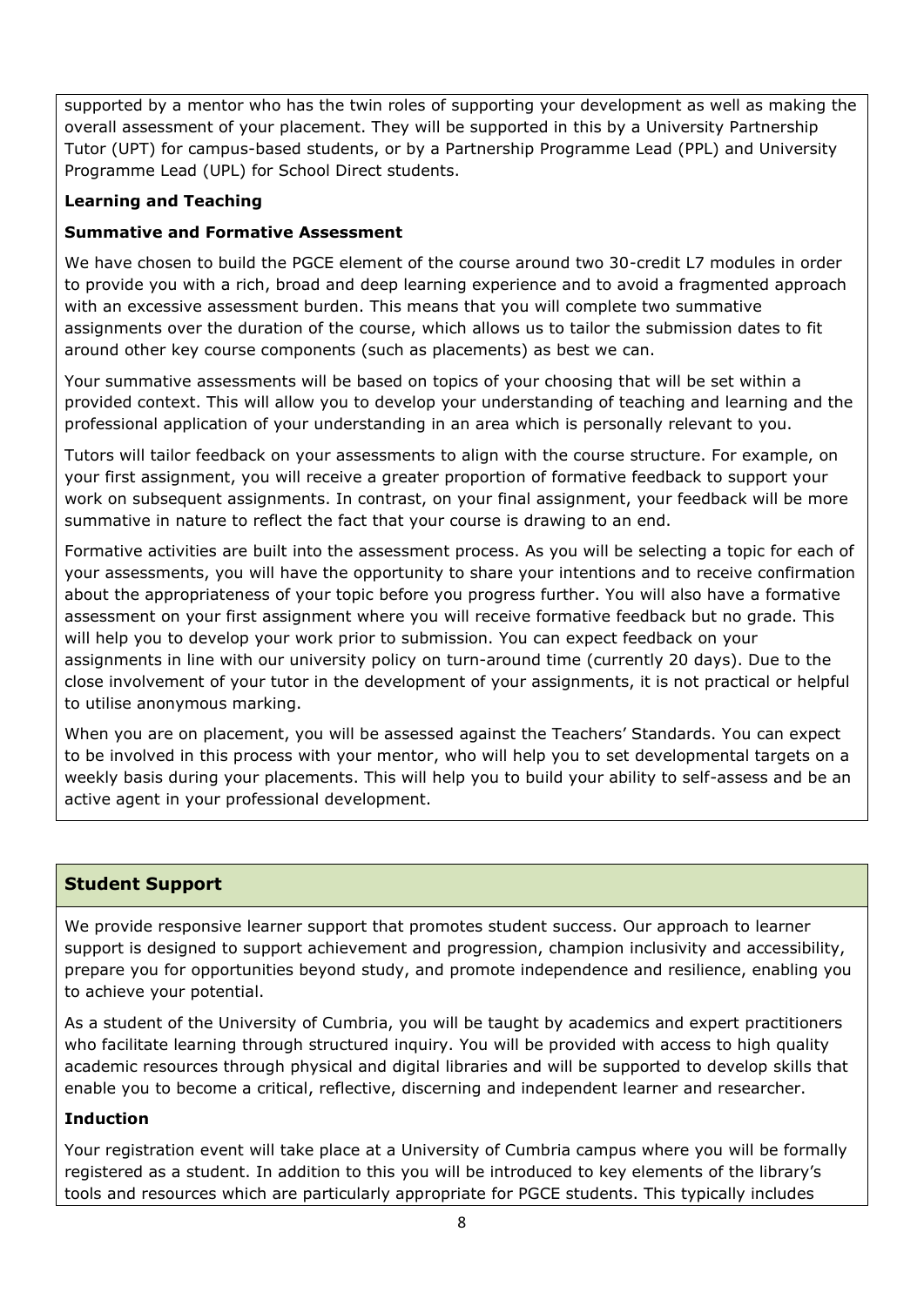supported by a mentor who has the twin roles of supporting your development as well as making the overall assessment of your placement. They will be supported in this by a University Partnership Tutor (UPT) for campus-based students, or by a Partnership Programme Lead (PPL) and University Programme Lead (UPL) for School Direct students.

**Learning and Teaching**

**Summative and Formative Assessment**

We have chosen to build the PGCE element of the course around two 30-credit L7 modules in order to provide you with a rich, broad and deep learning experience and to avoid a fragmented approach with an excessive assessment burden. This means that you will complete two summative assignments over the duration of the course, which allows us to tailor the submission dates to fit around other key course components (such as placements) as best we can.

Your summative assessments will be based on topics of your choosing that will be set within a provided context. This will allow you to develop your understanding of teaching and learning and the professional application of your understanding in an area which is personally relevant to you.

Tutors will tailor feedback on your assessments to align with the course structure. For example, on your first assignment, you will receive a greater proportion of formative feedback to support your work on subsequent assignments. In contrast, on your final assignment, your feedback will be more summative in nature to reflect the fact that your course is drawing to an end.

Formative activities are built into the assessment process. As you will be selecting a topic for each of your assessments, you will have the opportunity to share your intentions and to receive confirmation about the appropriateness of your topic before you progress further. You will also have a formative assessment on your first assignment where you will receive formative feedback but no grade. This will help you to develop your work prior to submission. You can expect feedback on your assignments in line with our university policy on turn-around time (currently 20 days). Due to the close involvement of your tutor in the development of your assignments, it is not practical or helpful to utilise anonymous marking.

When you are on placement, you will be assessed against the Teachers' Standards. You can expect to be involved in this process with your mentor, who will help you to set developmental targets on a weekly basis during your placements. This will help you to build your ability to self-assess and be an active agent in your professional development.

## Student Support

We provide responsive learner support that promotes student success. Our approach to learner support is designed to support achievement and progression, champion inclusivity and accessibility, prepare you for opportunities beyond study, and promote independence and resilience, enabling you to achieve your potential.

As a student of the University of Cumbria, you will be taught by academics and expert practitioners who facilitate learning through structured inquiry. You will be provided with access to high quality academic resources through physical and digital libraries and will be supported to develop skills that enable you to become a critical, reflective, discerning and independent learner and researcher.

**Induction**

Your registration event will take place at a University of Cumbria campus where you will be formally registered as a student. In addition to this you will be introduced to key elements of the library's tools and resources which are particularly appropriate for PGCE students. This typically includes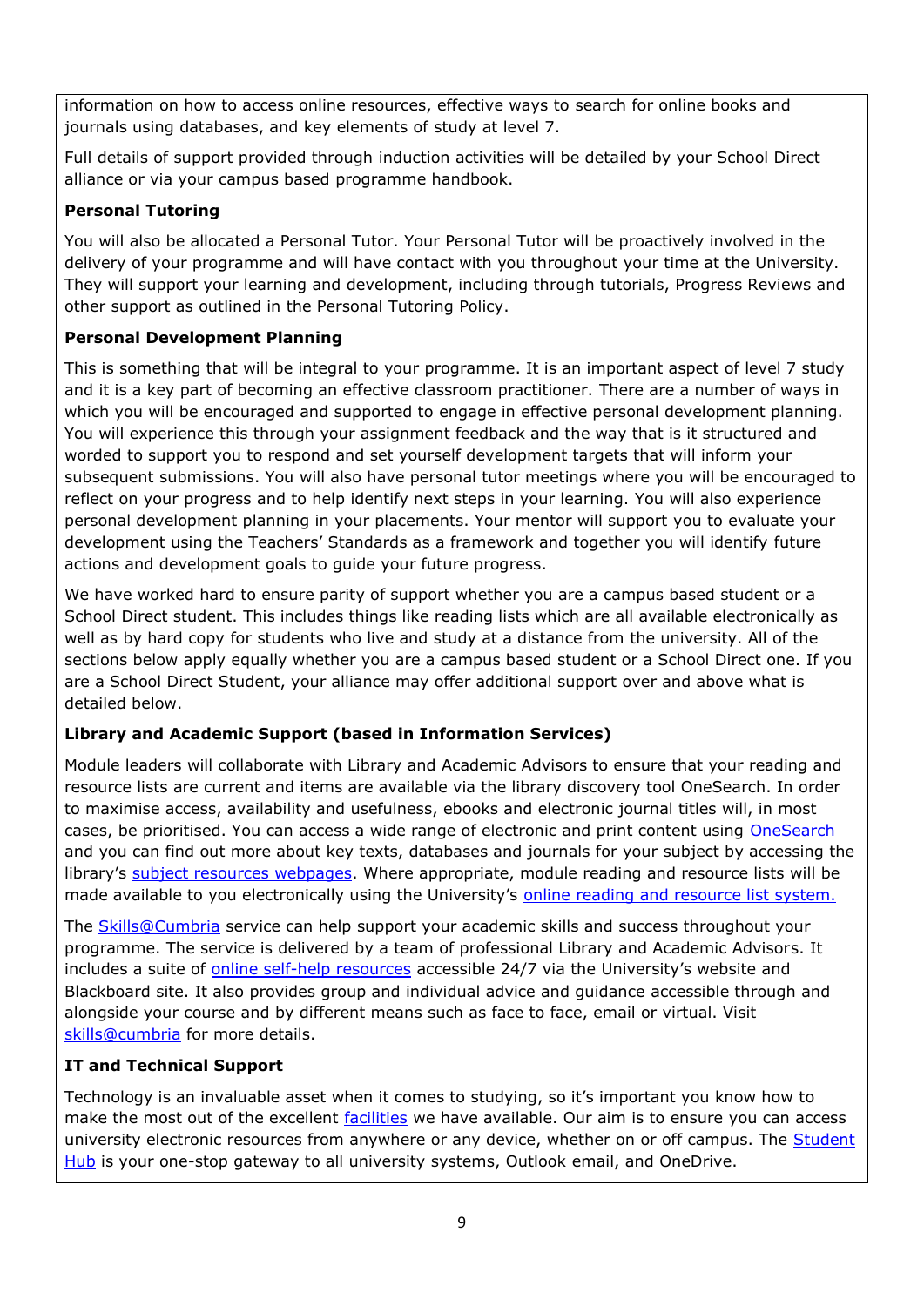information on how to access online resources, effective ways to search for online books and journals using databases, and key elements of study at level 7.

Full details of support provided through induction activities will be detailed by your School Direct alliance or via your campus based programme handbook.

**Personal Tutoring**

You will also be allocated a Personal Tutor. Your Personal Tutor will be proactively involved in the delivery of your programme and will have contact with you throughout your time at the University. They will support your learning and development, including through tutorials, Progress Reviews and other support as outlined in the Personal Tutoring Policy.

**Personal Development Planning**

This is something that will be integral to your programme. It is an important aspect of level 7 study and it is a key part of becoming an effective classroom practitioner. There are a number of ways in which you will be encouraged and supported to engage in effective personal development planning. You will experience this through your assignment feedback and the way that is it structured and worded to support you to respond and set yourself development targets that will inform your subsequent submissions. You will also have personal tutor meetings where you will be encouraged to reflect on your progress and to help identify next steps in your learning. You will also experience personal development planning in your placements. Your mentor will support you to evaluate your development using the Teachers' Standards as a framework and together you will identify future actions and development goals to guide your future progress.

We have worked hard to ensure parity of support whether you are a campus based student or a School Direct student. This includes things like reading lists which are all available electronically as well as by hard copy for students who live and study at a distance from the university. All of the sections below apply equally whether you are a campus based student or a School Direct one. If you are a School Direct Student, your alliance may offer additional support over and above what is detailed below.

**Library and Academic Support (based in Information Services)**

Module leaders will collaborate with Library and Academic Advisors to ensure that your reading and resource lists are current and items are available via the library discovery tool OneSearch. In order to maximise access, availability and usefulness, ebooks and electronic journal titles will, in most cases, be prioritised. You can access a wide range of electronic and print content using OneSearch and you can find out more about key texts, databases and journals for your subject by accessing the library's subject resources webpages. Where appropriate, module reading and resource lists will be made available to you electronically using the University's online reading and resource list system.

The Skills@Cumbria service can help support your academic skills and success throughout your programme. The service is delivered by a team of professional Library and Academic Advisors. It includes a suite of online self-help resources accessible 24/7 via the University's website and Blackboard site. It also provides group and individual advice and guidance accessible through and alongside your course and by different means such as face to face, email or virtual. Visit skills@cumbria for more details.

**IT and Technical Support**

Technology is an invaluable asset when it comes to studying, so it's important you know how to make the most out of the excellent facilities we have available. Our aim is to ensure you can access university electronic resources from anywhere or any device, whether on or off campus. The Student Hub is your one-stop gateway to all university systems, Outlook email, and OneDrive.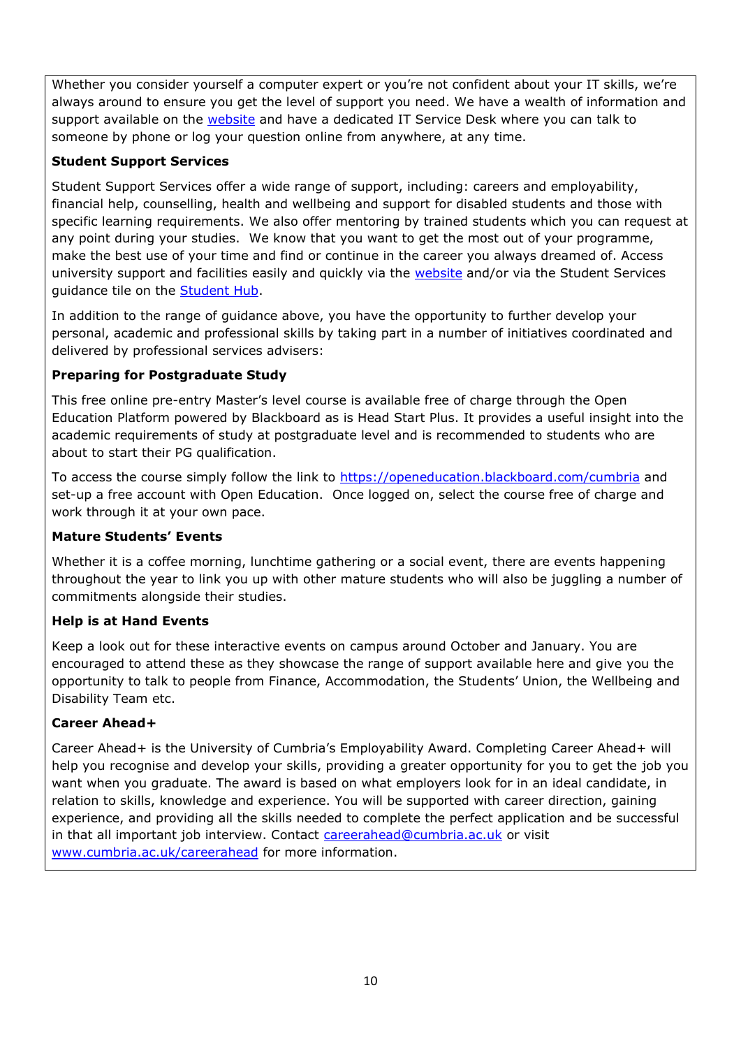Whether you consider yourself a computer expert or you're not confident about your IT skills, we're always around to ensure you get the level of support you need. We have a wealth of information and support available on the website and have a dedicated IT Service Desk where you can talk to someone by phone or log your question online from anywhere, at any time.

**Student Support Services**

Student Support Services offer a wide range of support, including: careers and employability, financial help, counselling, health and wellbeing and support for disabled students and those with specific learning requirements. We also offer mentoring by trained students which you can request at any point during your studies. We know that you want to get the most out of your programme, make the best use of your time and find or continue in the career you always dreamed of. Access university support and facilities easily and quickly via the website and/or via the Student Services guidance tile on the Student Hub.

In addition to the range of guidance above, you have the opportunity to further develop your personal, academic and professional skills by taking part in a number of initiatives coordinated and delivered by professional services advisers:

**Preparing for Postgraduate Study**

This free online pre-entry Master's level course is available free of charge through the Open Education Platform powered by Blackboard as is Head Start Plus. It provides a useful insight into the academic requirements of study at postgraduate level and is recommended to students who are about to start their PG qualification.

To access the course simply follow the link to https://openeducation.blackboard.com/cumbria and set-up a free account with Open Education. Once logged on, select the course free of charge and work through it at your own pace.

**Mature Students' Events**

Whether it is a coffee morning, lunchtime gathering or a social event, there are events happening throughout the year to link you up with other mature students who will also be juggling a number of commitments alongside their studies.

**Help is at Hand Events**

Keep a look out for these interactive events on campus around October and January. You are encouraged to attend these as they showcase the range of support available here and give you the opportunity to talk to people from Finance, Accommodation, the Students' Union, the Wellbeing and Disability Team etc.

**Career Ahead+**

Career Ahead+ is the University of Cumbria's Employability Award. Completing Career Ahead+ will help you recognise and develop your skills, providing a greater opportunity for you to get the job you want when you graduate. The award is based on what employers look for in an ideal candidate, in relation to skills, knowledge and experience. You will be supported with career direction, gaining experience, and providing all the skills needed to complete the perfect application and be successful in that all important job interview. Contact careerahead@cumbria.ac.uk or visit www.cumbria.ac.uk/careerahead for more information.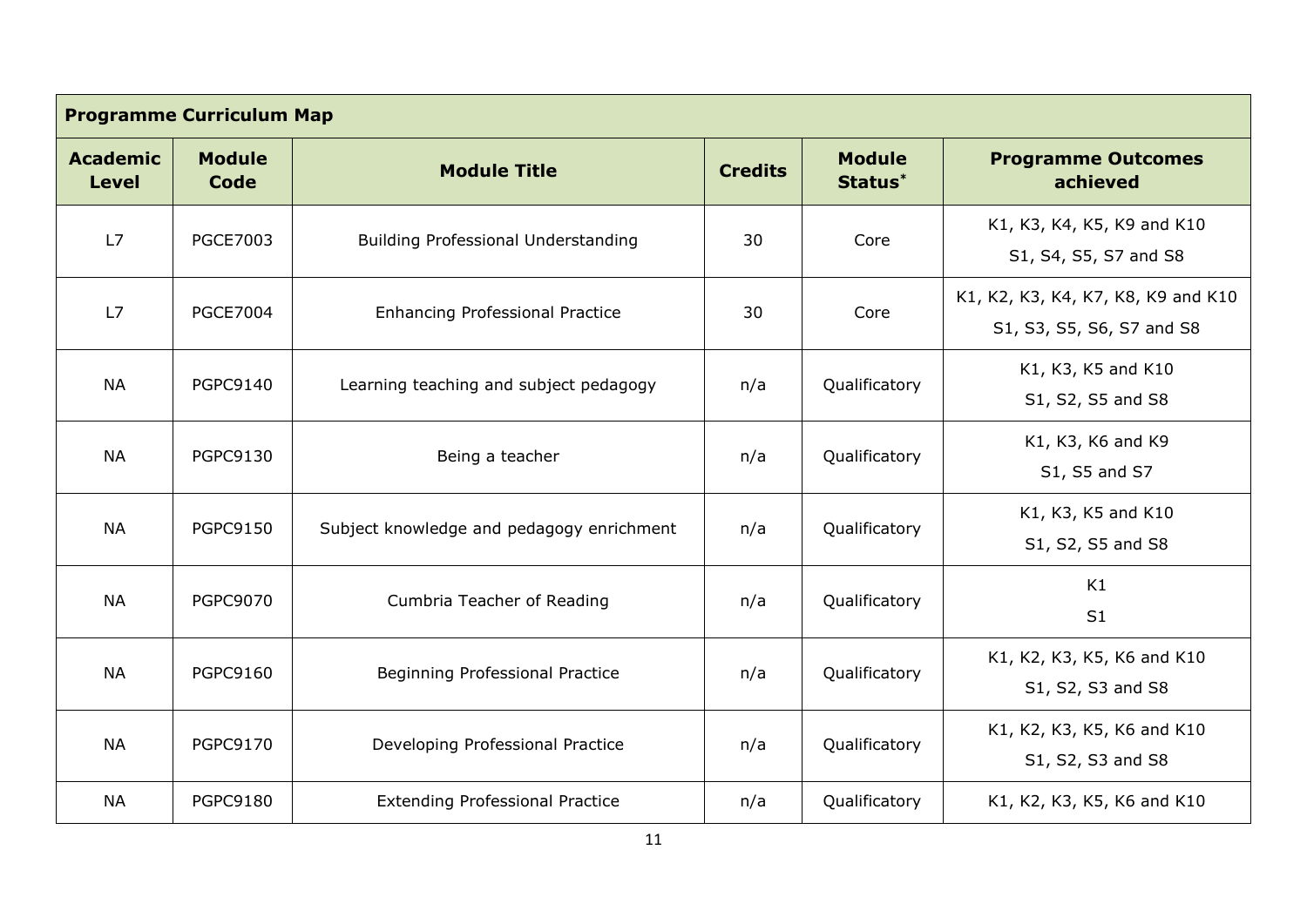| Programme Curriculum Map | | | | | |
|---|---|---|---|---|---|
| **Academic Level** | **Module Code** | **Module Title** | **Credits** | **Module Status*** | **Programme Outcomes achieved** |
| L7 | PGCE7003 | Building Professional Understanding | 30 | Core | K1, K3, K4, K5, K9 and K10 S1, S4, S5, S7 and S8 |
| L7 | PGCE7004 | Enhancing Professional Practice | 30 | Core | K1, K2, K3, K4, K7, K8, K9 and K10 S1, S3, S5, S6, S7 and S8 |
| NA | PGPC9140 | Learning teaching and subject pedagogy | n/a | Qualificatory | K1, K3, K5 and K10 S1, S2, S5 and S8 |
| NA | PGPC9130 | Being a teacher | n/a | Qualificatory | K1, K3, K6 and K9 S1, S5 and S7 |
| NA | PGPC9150 | Subject knowledge and pedagogy enrichment | n/a | Qualificatory | K1, K3, K5 and K10 S1, S2, S5 and S8 |
| NA | PGPC9070 | Cumbria Teacher of Reading | n/a | Qualificatory | K1 S1 |
| NA | PGPC9160 | Beginning Professional Practice | n/a | Qualificatory | K1, K2, K3, K5, K6 and K10 S1, S2, S3 and S8 |
| NA | PGPC9170 | Developing Professional Practice | n/a | Qualificatory | K1, K2, K3, K5, K6 and K10 S1, S2, S3 and S8 |
| NA | PGPC9180 | Extending Professional Practice | n/a | Qualificatory | K1, K2, K3, K5, K6 and K10 |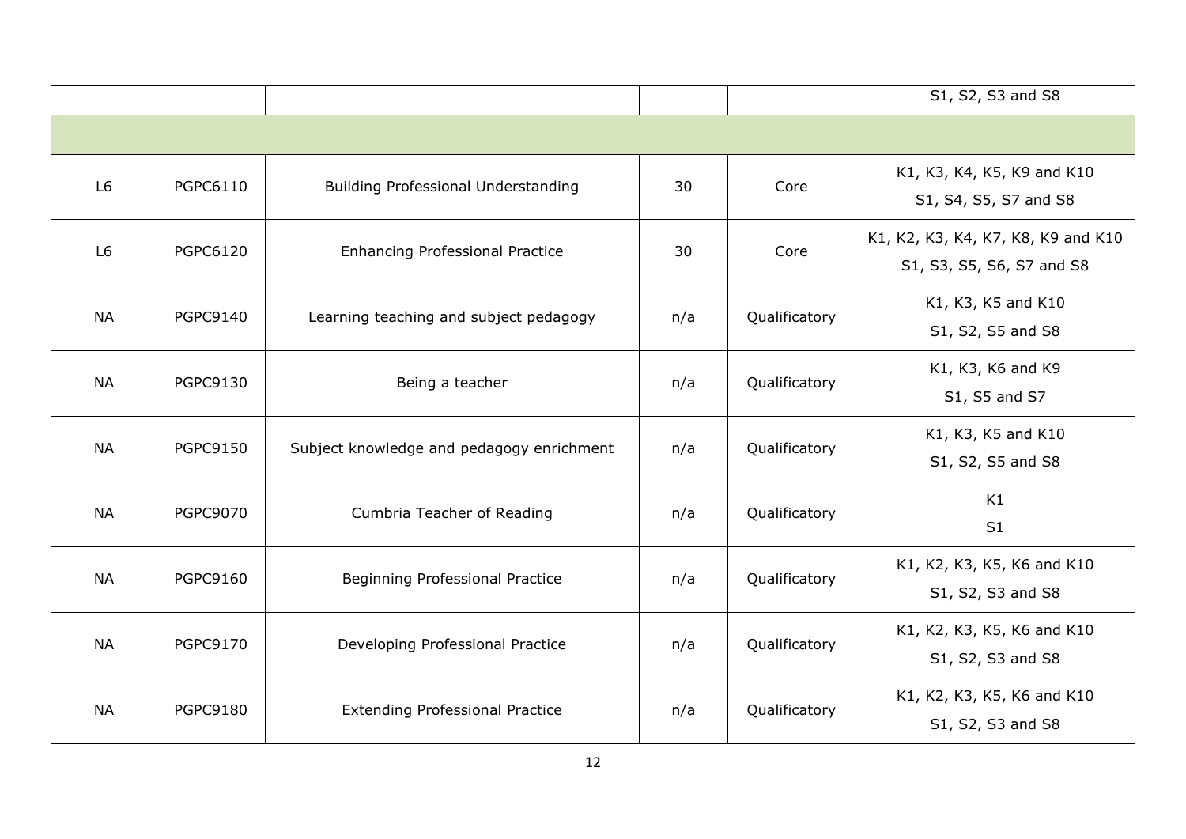| | | | | | |
|---|---|---|---|---|---|
| | | | | | S1, S2, S3 and S8 |
| | | | | | |
| L6 | PGPC6110 | Building Professional Understanding | 30 | Core | K1, K3, K4, K5, K9 and K10<br>S1, S4, S5, S7 and S8 |
| L6 | PGPC6120 | Enhancing Professional Practice | 30 | Core | K1, K2, K3, K4, K7, K8, K9 and K10<br>S1, S3, S5, S6, S7 and S8 |
| NA | PGPC9140 | Learning teaching and subject pedagogy | n/a | Qualificatory | K1, K3, K5 and K10<br>S1, S2, S5 and S8 |
| NA | PGPC9130 | Being a teacher | n/a | Qualificatory | K1, K3, K6 and K9<br>S1, S5 and S7 |
| NA | PGPC9150 | Subject knowledge and pedagogy enrichment | n/a | Qualificatory | K1, K3, K5 and K10<br>S1, S2, S5 and S8 |
| NA | PGPC9070 | Cumbria Teacher of Reading | n/a | Qualificatory | K1<br>S1 |
| NA | PGPC9160 | Beginning Professional Practice | n/a | Qualificatory | K1, K2, K3, K5, K6 and K10<br>S1, S2, S3 and S8 |
| NA | PGPC9170 | Developing Professional Practice | n/a | Qualificatory | K1, K2, K3, K5, K6 and K10<br>S1, S2, S3 and S8 |
| NA | PGPC9180 | Extending Professional Practice | n/a | Qualificatory | K1, K2, K3, K5, K6 and K10<br>S1, S2, S3 and S8 |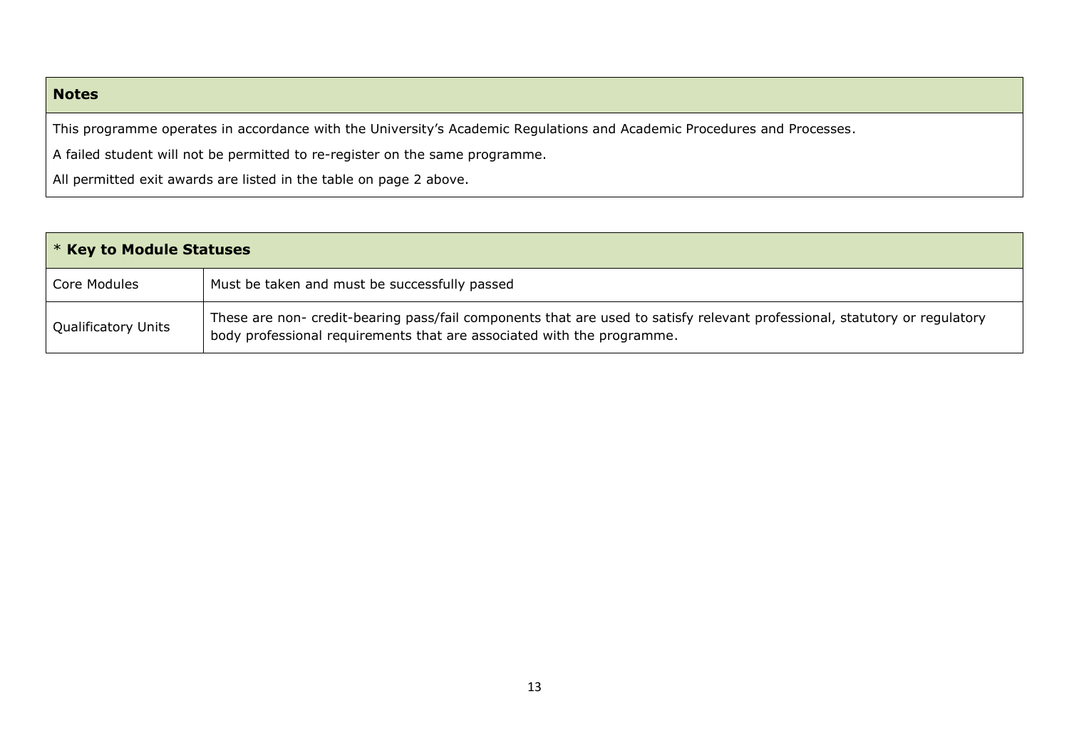| **Notes** |
| --- |
| This programme operates in accordance with the University's Academic Regulations and Academic Procedures and Processes. |
| A failed student will not be permitted to re-register on the same programme. |
| All permitted exit awards are listed in the table on page 2 above. |

| * **Key to Module Statuses** | |
| --- | --- |
| Core Modules | Must be taken and must be successfully passed |
| Qualificatory Units | These are non- credit-bearing pass/fail components that are used to satisfy relevant professional, statutory or regulatory body professional requirements that are associated with the programme. |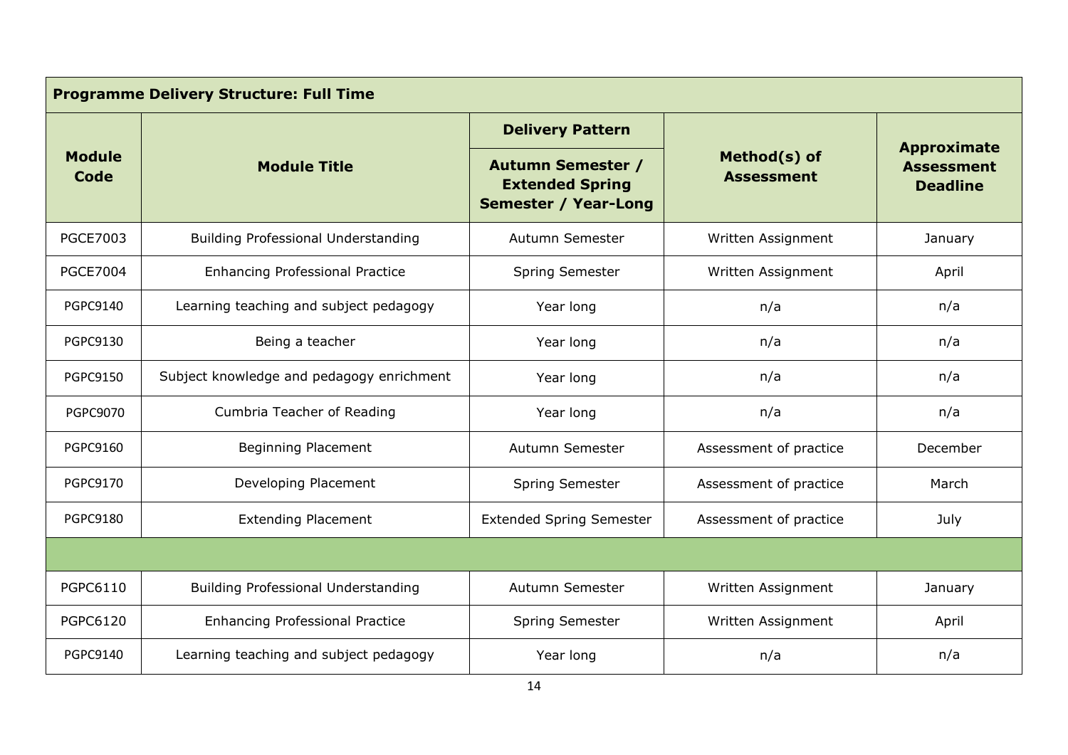| Programme Delivery Structure: Full Time | | | | |
|---|---|---|---|---|
| Module Code | Module Title | Delivery Pattern<br>Autumn Semester / Extended Spring Semester / Year-Long | Method(s) of Assessment | Approximate Assessment Deadline |
| PGCE7003 | Building Professional Understanding | Autumn Semester | Written Assignment | January |
| PGCE7004 | Enhancing Professional Practice | Spring Semester | Written Assignment | April |
| PGPC9140 | Learning teaching and subject pedagogy | Year long | n/a | n/a |
| PGPC9130 | Being a teacher | Year long | n/a | n/a |
| PGPC9150 | Subject knowledge and pedagogy enrichment | Year long | n/a | n/a |
| PGPC9070 | Cumbria Teacher of Reading | Year long | n/a | n/a |
| PGPC9160 | Beginning Placement | Autumn Semester | Assessment of practice | December |
| PGPC9170 | Developing Placement | Spring Semester | Assessment of practice | March |
| PGPC9180 | Extending Placement | Extended Spring Semester | Assessment of practice | July |
| | | | | |
| PGPC6110 | Building Professional Understanding | Autumn Semester | Written Assignment | January |
| PGPC6120 | Enhancing Professional Practice | Spring Semester | Written Assignment | April |
| PGPC9140 | Learning teaching and subject pedagogy | Year long | n/a | n/a |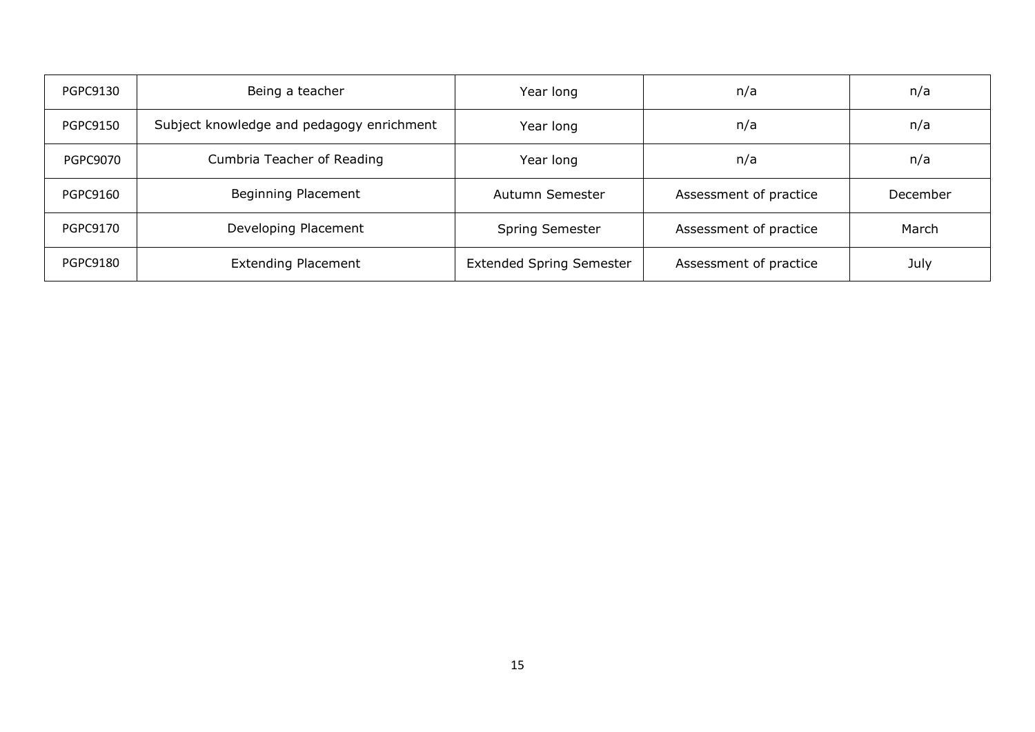| PGPC9130 | Being a teacher | Year long | n/a | n/a |
|---|---|---|---|---|
| PGPC9150 | Subject knowledge and pedagogy enrichment | Year long | n/a | n/a |
| PGPC9070 | Cumbria Teacher of Reading | Year long | n/a | n/a |
| PGPC9160 | Beginning Placement | Autumn Semester | Assessment of practice | December |
| PGPC9170 | Developing Placement | Spring Semester | Assessment of practice | March |
| PGPC9180 | Extending Placement | Extended Spring Semester | Assessment of practice | July |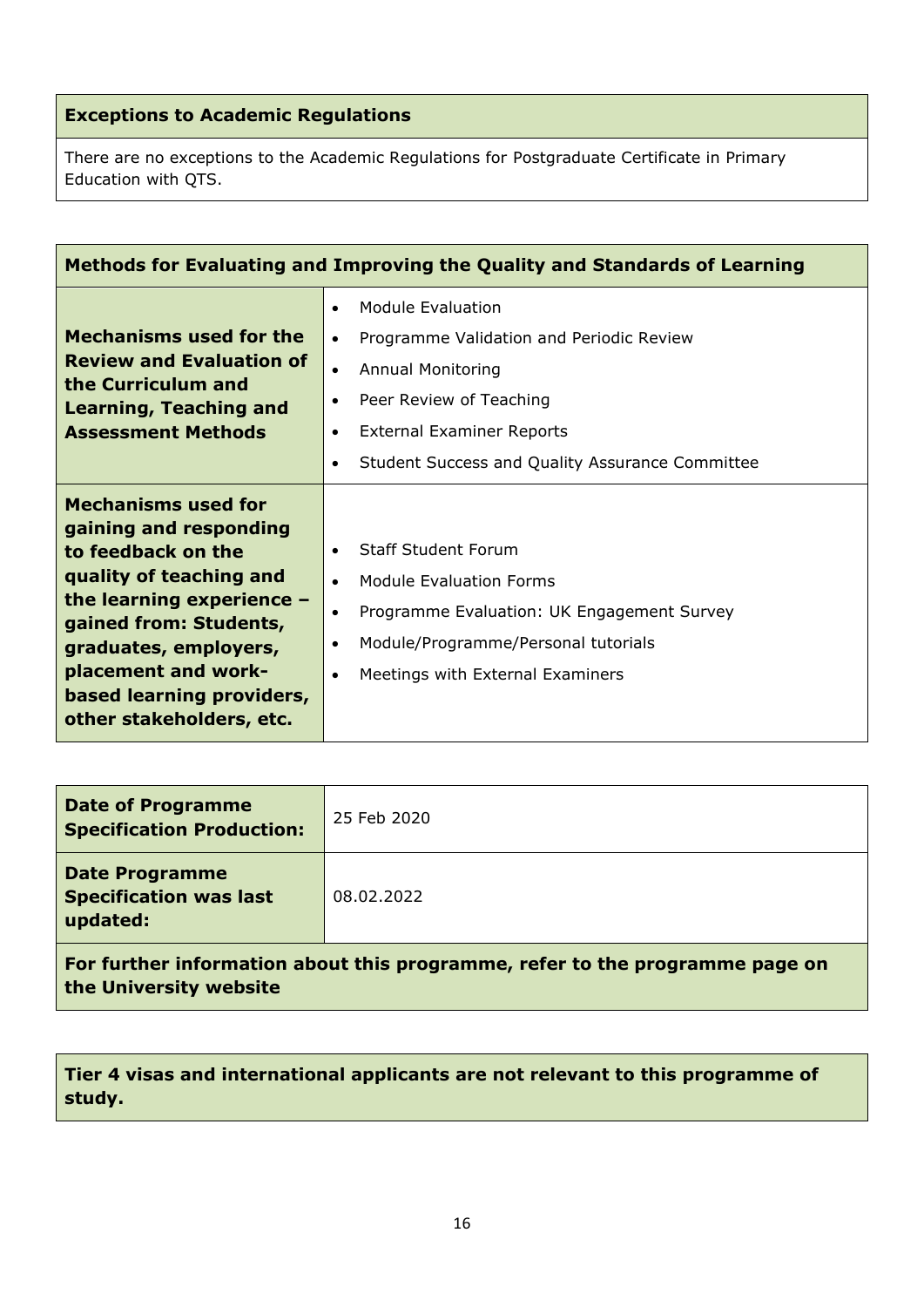| **Exceptions to Academic Regulations** |
|---|
| There are no exceptions to the Academic Regulations for Postgraduate Certificate in Primary Education with QTS. |

| **Methods for Evaluating and Improving the Quality and Standards of Learning** | |
|---|---|
| **Mechanisms used for the Review and Evaluation of the Curriculum and Learning, Teaching and Assessment Methods** | • Module Evaluation<br>• Programme Validation and Periodic Review<br>• Annual Monitoring<br>• Peer Review of Teaching<br>• External Examiner Reports<br>• Student Success and Quality Assurance Committee |
| **Mechanisms used for gaining and responding to feedback on the quality of teaching and the learning experience – gained from: Students, graduates, employers, placement and work-based learning providers, other stakeholders, etc.** | • Staff Student Forum<br>• Module Evaluation Forms<br>• Programme Evaluation: UK Engagement Survey<br>• Module/Programme/Personal tutorials<br>• Meetings with External Examiners |

| | |
|---|---|
| **Date of Programme Specification Production:** | 25 Feb 2020 |
| **Date Programme Specification was last updated:** | 08.02.2022 |
| **For further information about this programme, refer to the programme page on the University website** | |

**Tier 4 visas and international applicants are not relevant to this programme of study.**